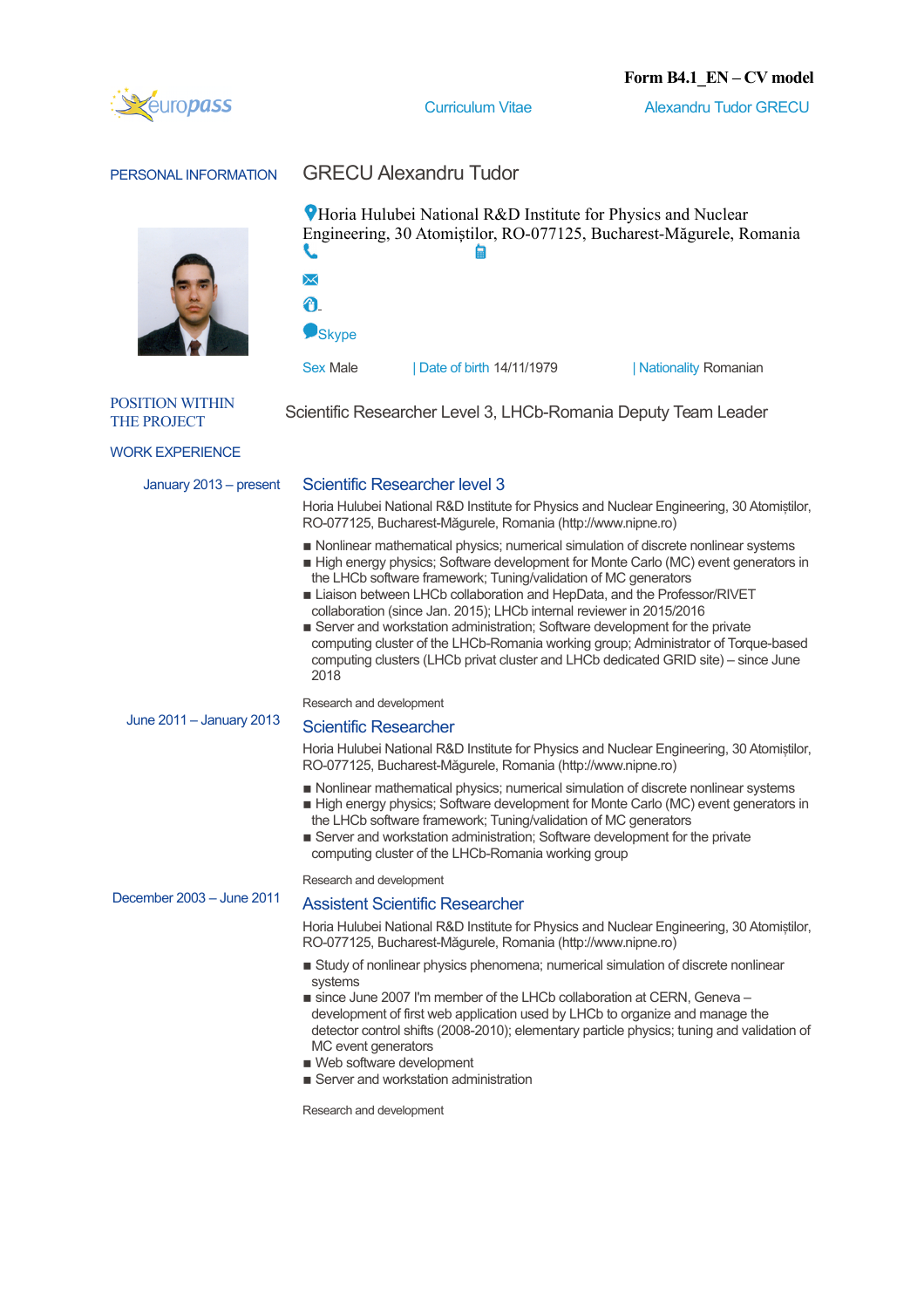Form B4.1_EN – CV model

Curriculum Vitae — Alexandru Tudor GRECU

## PERSONAL INFORMATION

### GRECU Alexandru Tudor

Horia Hulubei National R&D Institute for Physics and Nuclear Engineering, 30 Atomiștilor, RO-077125, Bucharest-Măgurele, Romania

Skype

Sex Male | Date of birth 14/11/1979 | Nationality Romanian

## POSITION WITHIN THE PROJECT

Scientific Researcher Level 3, LHCb-Romania Deputy Team Leader

## WORK EXPERIENCE

**January 2013 – present**

### Scientific Researcher level 3

Horia Hulubei National R&D Institute for Physics and Nuclear Engineering, 30 Atomiștilor, RO-077125, Bucharest-Măgurele, Romania (http://www.nipne.ro)

- Nonlinear mathematical physics; numerical simulation of discrete nonlinear systems
- High energy physics; Software development for Monte Carlo (MC) event generators in the LHCb software framework; Tuning/validation of MC generators
- Liaison between LHCb collaboration and HepData, and the Professor/RIVET collaboration (since Jan. 2015); LHCb internal reviewer in 2015/2016
- Server and workstation administration; Software development for the private computing cluster of the LHCb-Romania working group; Administrator of Torque-based computing clusters (LHCb privat cluster and LHCb dedicated GRID site) – since June 2018

Research and development

**June 2011 – January 2013**

### Scientific Researcher

Horia Hulubei National R&D Institute for Physics and Nuclear Engineering, 30 Atomiștilor, RO-077125, Bucharest-Măgurele, Romania (http://www.nipne.ro)

- Nonlinear mathematical physics; numerical simulation of discrete nonlinear systems
- High energy physics; Software development for Monte Carlo (MC) event generators in the LHCb software framework; Tuning/validation of MC generators
- Server and workstation administration; Software development for the private computing cluster of the LHCb-Romania working group

Research and development

**December 2003 – June 2011**

### Assistent Scientific Researcher

Horia Hulubei National R&D Institute for Physics and Nuclear Engineering, 30 Atomiștilor, RO-077125, Bucharest-Măgurele, Romania (http://www.nipne.ro)

- Study of nonlinear physics phenomena; numerical simulation of discrete nonlinear systems
- since June 2007 I'm member of the LHCb collaboration at CERN, Geneva – development of first web application used by LHCb to organize and manage the detector control shifts (2008-2010); elementary particle physics; tuning and validation of MC event generators
- Web software development
- Server and workstation administration

Research and development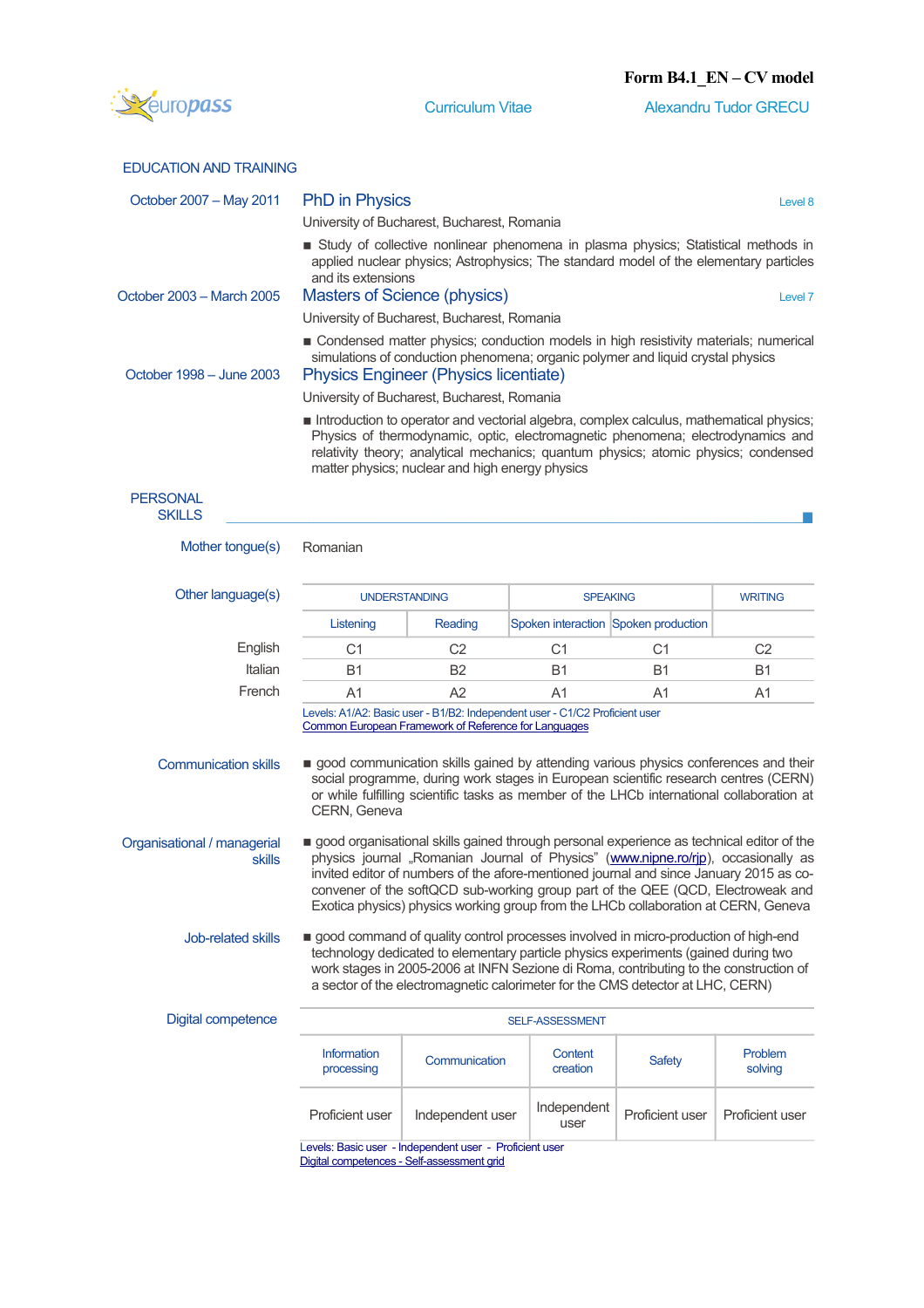## EDUCATION AND TRAINING

**October 2007 – May 2011**

### PhD in Physics

Level 8

University of Bucharest, Bucharest, Romania

- Study of collective nonlinear phenomena in plasma physics; Statistical methods in applied nuclear physics; Astrophysics; The standard model of the elementary particles and its extensions

**October 2003 – March 2005**

### Masters of Science (physics)

Level 7

University of Bucharest, Bucharest, Romania

- Condensed matter physics; conduction models in high resistivity materials; numerical simulations of conduction phenomena; organic polymer and liquid crystal physics

**October 1998 – June 2003**

### Physics Engineer (Physics licentiate)

University of Bucharest, Bucharest, Romania

- Introduction to operator and vectorial algebra, complex calculus, mathematical physics; Physics of thermodynamic, optic, electromagnetic phenomena; electrodynamics and relativity theory; analytical mechanics; quantum physics; atomic physics; condensed matter physics; nuclear and high energy physics

## PERSONAL SKILLS

**Mother tongue(s)**: Romanian

**Other language(s)**

| | UNDERSTANDING | | SPEAKING | | WRITING |
|---|---|---|---|---|---|
| | Listening | Reading | Spoken interaction | Spoken production | |
| English | C1 | C2 | C1 | C1 | C2 |
| Italian | B1 | B2 | B1 | B1 | B1 |
| French | A1 | A2 | A1 | A1 | A1 |

Levels: A1/A2: Basic user - B1/B2: Independent user - C1/C2 Proficient user
Common European Framework of Reference for Languages

**Communication skills**

- good communication skills gained by attending various physics conferences and their social programme, during work stages in European scientific research centres (CERN) or while fulfilling scientific tasks as member of the LHCb international collaboration at CERN, Geneva

**Organisational / managerial skills**

- good organisational skills gained through personal experience as technical editor of the physics journal „Romanian Journal of Physics" (www.nipne.ro/rjp), occasionally as invited editor of numbers of the afore-mentioned journal and since January 2015 as co-convener of the softQCD sub-working group part of the QEE (QCD, Electroweak and Exotica physics) physics working group from the LHCb collaboration at CERN, Geneva

**Job-related skills**

- good command of quality control processes involved in micro-production of high-end technology dedicated to elementary particle physics experiments (gained during two work stages in 2005-2006 at INFN Sezione di Roma, contributing to the construction of a sector of the electromagnetic calorimeter for the CMS detector at LHC, CERN)

**Digital competence**

| SELF-ASSESSMENT | | | | |
|---|---|---|---|---|
| Information processing | Communication | Content creation | Safety | Problem solving |
| Proficient user | Independent user | Independent user | Proficient user | Proficient user |

Levels: Basic user - Independent user - Proficient user
Digital competences - Self-assessment grid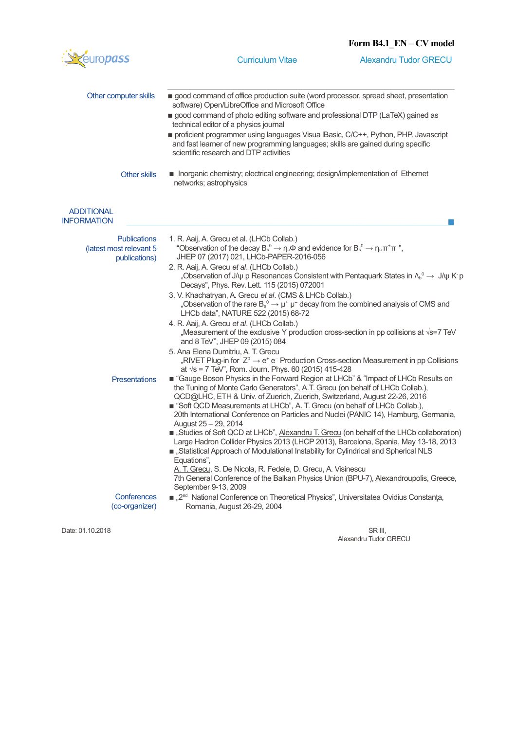**Form B4.1_EN – CV model**

Curriculum Vitae — Alexandru Tudor GRECU

**Other computer skills**

- good command of office production suite (word processor, spread sheet, presentation software) Open/LibreOffice and Microsoft Office
- good command of photo editing software and professional DTP (LaTeX) gained as technical editor of a physics journal
- proficient programmer using languages Visua lBasic, C/C++, Python, PHP, Javascript and fast learner of new programming languages; skills are gained during specific scientific research and DTP activities

**Other skills**

- Inorganic chemistry; electrical engineering; design/implementation of Ethernet networks; astrophysics

## ADDITIONAL INFORMATION

**Publications (latest most relevant 5 publications)**

1. R. Aaij, A. Grecu et al. (LHCb Collab.)
   "Observation of the decay $B_s^0 \to \eta_c \Phi$ and evidence for $B_s^0 \to \eta_c \pi^+ \pi^-$", JHEP 07 (2017) 021, LHCb-PAPER-2016-056
2. R. Aaij, A. Grecu *et al.* (LHCb Collab.)
   „Observation of J/ψ p Resonances Consistent with Pentaquark States in $\Lambda_b^0 \to J/\psi K^- p$ Decays", Phys. Rev. Lett. 115 (2015) 072001
3. V. Khachatryan, A. Grecu *et al.* (CMS & LHCb Collab.)
   „Observation of the rare $B_s^0 \to \mu^+ \mu^-$ decay from the combined analysis of CMS and LHCb data", NATURE 522 (2015) 68-72
4. R. Aaij, A. Grecu *et al.* (LHCb Collab.)
   „Measurement of the exclusive Υ production cross-section in pp collisions at $\sqrt{s}$=7 TeV and 8 TeV", JHEP 09 (2015) 084
5. Ana Elena Dumitriu, A. T. Grecu
   „RIVET Plug-in for $Z^0 \to e^+ e^-$ Production Cross-section Measurement in pp Collisions at $\sqrt{s}$ = 7 TeV", Rom. Journ. Phys. 60 (2015) 415-428

**Presentations**

- "Gauge Boson Physics in the Forward Region at LHCb" & "Impact of LHCb Results on the Tuning of Monte Carlo Generators", A.T. Grecu (on behalf of LHCb Collab.), QCD@LHC, ETH & Univ. of Zuerich, Zuerich, Switzerland, August 22-26, 2016
- "Soft QCD Measurements at LHCb", A. T. Grecu (on behalf of LHCb Collab.), 20th International Conference on Particles and Nuclei (PANIC 14), Hamburg, Germania, August 25 – 29, 2014
- „Studies of Soft QCD at LHCb", Alexandru T. Grecu (on behalf of the LHCb collaboration) Large Hadron Collider Physics 2013 (LHCP 2013), Barcelona, Spania, May 13-18, 2013
- „Statistical Approach of Modulational Instability for Cylindrical and Spherical NLS Equations", A. T. Grecu, S. De Nicola, R. Fedele, D. Grecu, A. Visinescu 7th General Conference of the Balkan Physics Union (BPU-7), Alexandroupolis, Greece, September 9-13, 2009

**Conferences (co-organizer)**

- „2nd National Conference on Theoretical Physics", Universitatea Ovidius Constanța, Romania, August 26-29, 2004

Date: 01.10.2018

SR III,
Alexandru Tudor GRECU